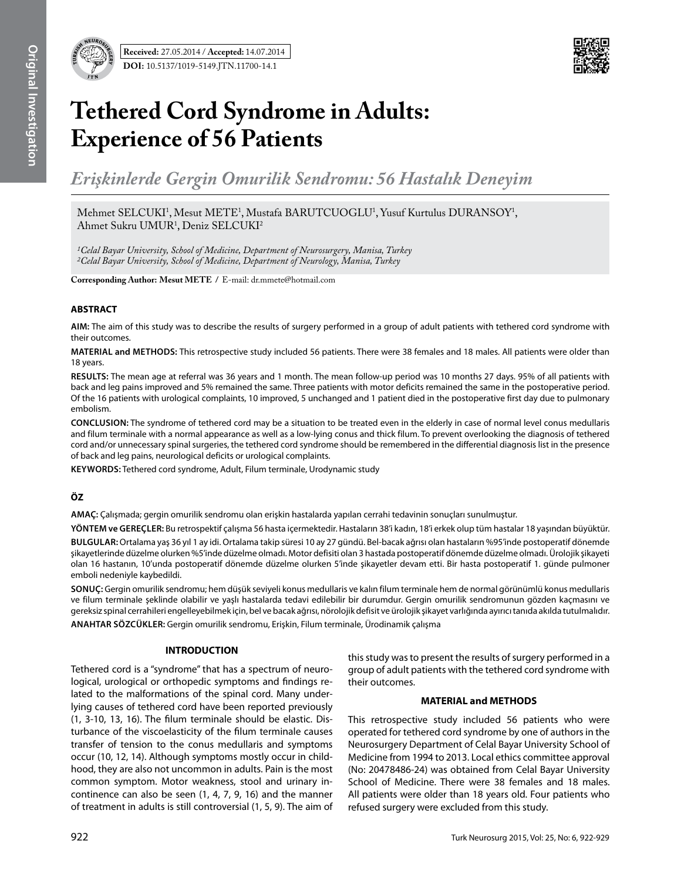**Received:** 27.05.2014 / **Accepted:** 14.07.2014

**DOI:** 10.5137/1019-5149.JTN.11700-14.1

Original Investigation

# Tethered Cord Syndrome in Adults: Experience of 56 Patients

## *Erişkinlerde Gergin Omurilik Sendromu: 56 Hastalık Deneyim*

Mehmet SELCUKI[1], Mesut METE[1], Mustafa BARUTCUOGLU[1], Yusuf Kurtulus DURANSOY[1], Ahmet Sukru UMUR[1], Deniz SELCUKI[2]

*[1]Celal Bayar University, School of Medicine, Department of Neurosurgery, Manisa, Turkey*
*[2]Celal Bayar University, School of Medicine, Department of Neurology, Manisa, Turkey*

**Corresponding Author: Mesut METE /** E-mail: dr.mmete@hotmail.com

### ABSTRACT

**AIM:** The aim of this study was to describe the results of surgery performed in a group of adult patients with tethered cord syndrome with their outcomes.

**MATERIAL and METHODS:** This retrospective study included 56 patients. There were 38 females and 18 males. All patients were older than 18 years.

**RESULTS:** The mean age at referral was 36 years and 1 month. The mean follow-up period was 10 months 27 days. 95% of all patients with back and leg pains improved and 5% remained the same. Three patients with motor deficits remained the same in the postoperative period. Of the 16 patients with urological complaints, 10 improved, 5 unchanged and 1 patient died in the postoperative first day due to pulmonary embolism.

**CONCLUSION:** The syndrome of tethered cord may be a situation to be treated even in the elderly in case of normal level conus medullaris and filum terminale with a normal appearance as well as a low-lying conus and thick filum. To prevent overlooking the diagnosis of tethered cord and/or unnecessary spinal surgeries, the tethered cord syndrome should be remembered in the differential diagnosis list in the presence of back and leg pains, neurological deficits or urological complaints.

**KEYWORDS:** Tethered cord syndrome, Adult, Filum terminale, Urodynamic study

### ÖZ

**AMAÇ:** Çalışmada; gergin omurilik sendromu olan erişkin hastalarda yapılan cerrahi tedavinin sonuçları sunulmuştur.

**YÖNTEM ve GEREÇLER:** Bu retrospektif çalışma 56 hasta içermektedir. Hastaların 38'i kadın, 18'i erkek olup tüm hastalar 18 yaşından büyüktür.

**BULGULAR:** Ortalama yaş 36 yıl 1 ay idi. Ortalama takip süresi 10 ay 27 gündü. Bel-bacak ağrısı olan hastaların %95'inde postoperatif dönemde şikayetlerinde düzelme olurken %5'inde düzelme olmadı. Motor defisiti olan 3 hastada postoperatif dönemde düzelme olmadı. Ürolojik şikayeti olan 16 hastanın, 10'unda postoperatif dönemde düzelme olurken 5'inde şikayetler devam etti. Bir hasta postoperatif 1. günde pulmoner emboli nedeniyle kaybedildi.

**SONUÇ:** Gergin omurilik sendromu; hem düşük seviyeli konus medullaris ve kalın filum terminale hem de normal görünümlü konus medullaris ve filum terminale şeklinde olabilir ve yaşlı hastalarda tedavi edilebilir bir durumdur. Gergin omurilik sendromunun gözden kaçmasını ve gereksiz spinal cerrahileri engelleyebilmek için, bel ve bacak ağrısı, nörolojik defisit ve ürolojik şikayet varlığında ayırıcı tanıda akılda tutulmalıdır.

**ANAHTAR SÖZCÜKLER:** Gergin omurilik sendromu, Erişkin, Filum terminale, Ürodinamik çalışma

### INTRODUCTION

Tethered cord is a "syndrome" that has a spectrum of neurological, urological or orthopedic symptoms and findings related to the malformations of the spinal cord. Many underlying causes of tethered cord have been reported previously (1, 3-10, 13, 16). The filum terminale should be elastic. Disturbance of the viscoelasticity of the filum terminale causes transfer of tension to the conus medullaris and symptoms occur (10, 12, 14). Although symptoms mostly occur in childhood, they are also not uncommon in adults. Pain is the most common symptom. Motor weakness, stool and urinary incontinence can also be seen (1, 4, 7, 9, 16) and the manner of treatment in adults is still controversial (1, 5, 9). The aim of this study was to present the results of surgery performed in a group of adult patients with the tethered cord syndrome with their outcomes.

### MATERIAL and METHODS

This retrospective study included 56 patients who were operated for tethered cord syndrome by one of authors in the Neurosurgery Department of Celal Bayar University School of Medicine from 1994 to 2013. Local ethics committee approval (No: 20478486-24) was obtained from Celal Bayar University School of Medicine. There were 38 females and 18 males. All patients were older than 18 years old. Four patients who refused surgery were excluded from this study.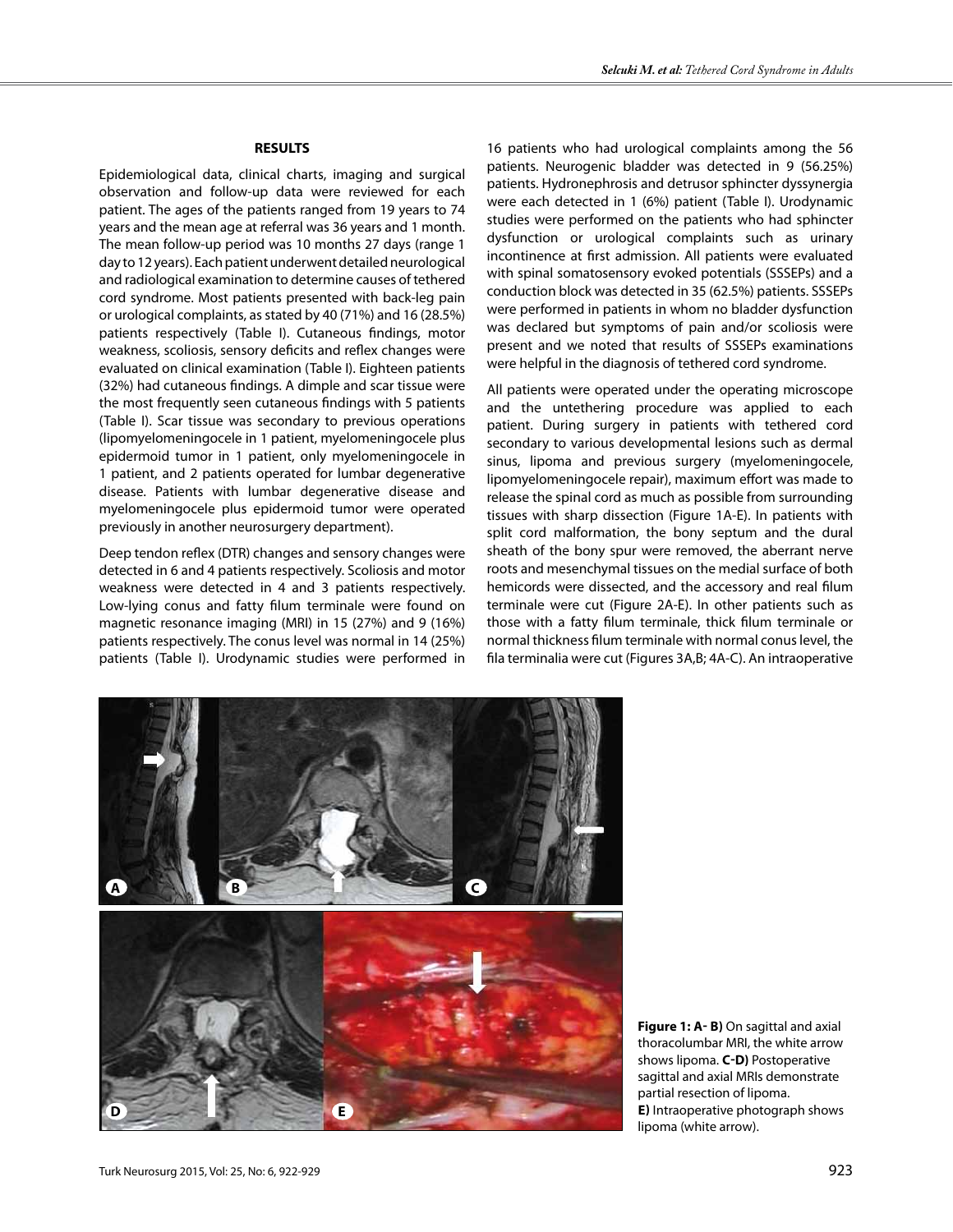## RESULTS

Epidemiological data, clinical charts, imaging and surgical observation and follow-up data were reviewed for each patient. The ages of the patients ranged from 19 years to 74 years and the mean age at referral was 36 years and 1 month. The mean follow-up period was 10 months 27 days (range 1 day to 12 years). Each patient underwent detailed neurological and radiological examination to determine causes of tethered cord syndrome. Most patients presented with back-leg pain or urological complaints, as stated by 40 (71%) and 16 (28.5%) patients respectively (Table I). Cutaneous findings, motor weakness, scoliosis, sensory deficits and reflex changes were evaluated on clinical examination (Table I). Eighteen patients (32%) had cutaneous findings. A dimple and scar tissue were the most frequently seen cutaneous findings with 5 patients (Table I). Scar tissue was secondary to previous operations (lipomyelomeningocele in 1 patient, myelomeningocele plus epidermoid tumor in 1 patient, only myelomeningocele in 1 patient, and 2 patients operated for lumbar degenerative disease. Patients with lumbar degenerative disease and myelomeningocele plus epidermoid tumor were operated previously in another neurosurgery department).

Deep tendon reflex (DTR) changes and sensory changes were detected in 6 and 4 patients respectively. Scoliosis and motor weakness were detected in 4 and 3 patients respectively. Low-lying conus and fatty filum terminale were found on magnetic resonance imaging (MRI) in 15 (27%) and 9 (16%) patients respectively. The conus level was normal in 14 (25%) patients (Table I). Urodynamic studies were performed in 16 patients who had urological complaints among the 56 patients. Neurogenic bladder was detected in 9 (56.25%) patients. Hydronephrosis and detrusor sphincter dyssynergia were each detected in 1 (6%) patient (Table I). Urodynamic studies were performed on the patients who had sphincter dysfunction or urological complaints such as urinary incontinence at first admission. All patients were evaluated with spinal somatosensory evoked potentials (SSSEPs) and a conduction block was detected in 35 (62.5%) patients. SSSEPs were performed in patients in whom no bladder dysfunction was declared but symptoms of pain and/or scoliosis were present and we noted that results of SSSEPs examinations were helpful in the diagnosis of tethered cord syndrome.

All patients were operated under the operating microscope and the untethering procedure was applied to each patient. During surgery in patients with tethered cord secondary to various developmental lesions such as dermal sinus, lipoma and previous surgery (myelomeningocele, lipomyelomeningocele repair), maximum effort was made to release the spinal cord as much as possible from surrounding tissues with sharp dissection (Figure 1A-E). In patients with split cord malformation, the bony septum and the dural sheath of the bony spur were removed, the aberrant nerve roots and mesenchymal tissues on the medial surface of both hemicords were dissected, and the accessory and real filum terminale were cut (Figure 2A-E). In other patients such as those with a fatty filum terminale, thick filum terminale or normal thickness filum terminale with normal conus level, the fila terminalia were cut (Figures 3A,B; 4A-C). An intraoperative

**Figure 1: A- B)** On sagittal and axial thoracolumbar MRI, the white arrow shows lipoma. **C-D)** Postoperative sagittal and axial MRIs demonstrate partial resection of lipoma. **E)** Intraoperative photograph shows lipoma (white arrow).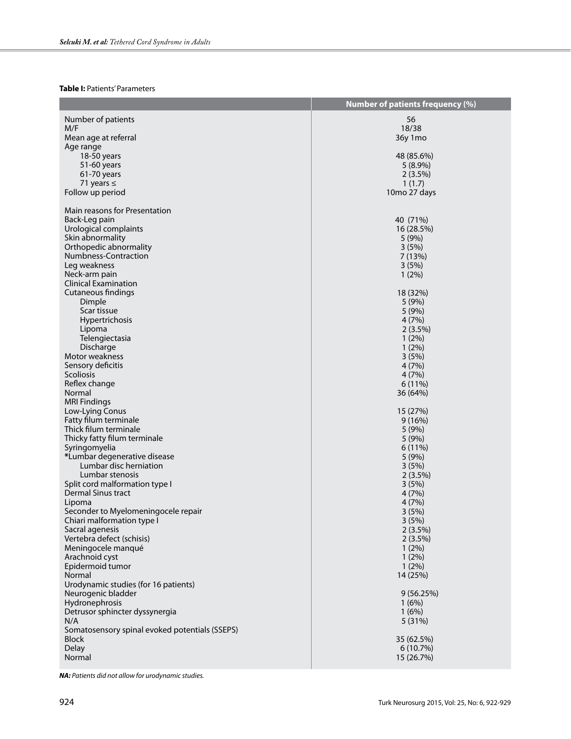**Table I:** Patients' Parameters

| | Number of patients frequency (%) |
|---|---|
| Number of patients | 56 |
| M/F | 18/38 |
| Mean age at referral | 36y 1mo |
| Age range | |
| 18-50 years | 48 (85.6%) |
| 51-60 years | 5 (8.9%) |
| 61-70 years | 2 (3.5%) |
| 71 years ≤ | 1 (1.7) |
| Follow up period | 10mo 27 days |
| Main reasons for Presentation | |
| Back-Leg pain | 40 (71%) |
| Urological complaints | 16 (28.5%) |
| Skin abnormality | 5 (9%) |
| Orthopedic abnormality | 3 (5%) |
| Numbness-Contraction | 7 (13%) |
| Leg weakness | 3 (5%) |
| Neck-arm pain | 1 (2%) |
| Clinical Examination | |
| Cutaneous findings | 18 (32%) |
| Dimple | 5 (9%) |
| Scar tissue | 5 (9%) |
| Hypertrichosis | 4 (7%) |
| Lipoma | 2 (3.5%) |
| Telengiectasia | 1 (2%) |
| Discharge | 1 (2%) |
| Motor weakness | 3 (5%) |
| Sensory deficitis | 4 (7%) |
| Scoliosis | 4 (7%) |
| Reflex change | 6 (11%) |
| Normal | 36 (64%) |
| MRI Findings | |
| Low-Lying Conus | 15 (27%) |
| Fatty filum terminale | 9 (16%) |
| Thick filum terminale | 5 (9%) |
| Thicky fatty filum terminale | 5 (9%) |
| Syringomyelia | 6 (11%) |
| *Lumbar degenerative disease | 5 (9%) |
| Lumbar disc herniation | 3 (5%) |
| Lumbar stenosis | 2 (3.5%) |
| Split cord malformation type I | 3 (5%) |
| Dermal Sinus tract | 4 (7%) |
| Lipoma | 4 (7%) |
| Seconder to Myelomeningocele repair | 3 (5%) |
| Chiari malformation type I | 3 (5%) |
| Sacral agenesis | 2 (3.5%) |
| Vertebra defect (schisis) | 2 (3.5%) |
| Meningocele manqué | 1 (2%) |
| Arachnoid cyst | 1 (2%) |
| Epidermoid tumor | 1 (2%) |
| Normal | 14 (25%) |
| Urodynamic studies (for 16 patients) | |
| Neurogenic bladder | 9 (56.25%) |
| Hydronephrosis | 1 (6%) |
| Detrusor sphincter dyssynergia | 1 (6%) |
| N/A | 5 (31%) |
| Somatosensory spinal evoked potentials (SSEPS) | |
| Block | 35 (62.5%) |
| Delay | 6 (10.7%) |
| Normal | 15 (26.7%) |

***NA:*** *Patients did not allow for urodynamic studies.*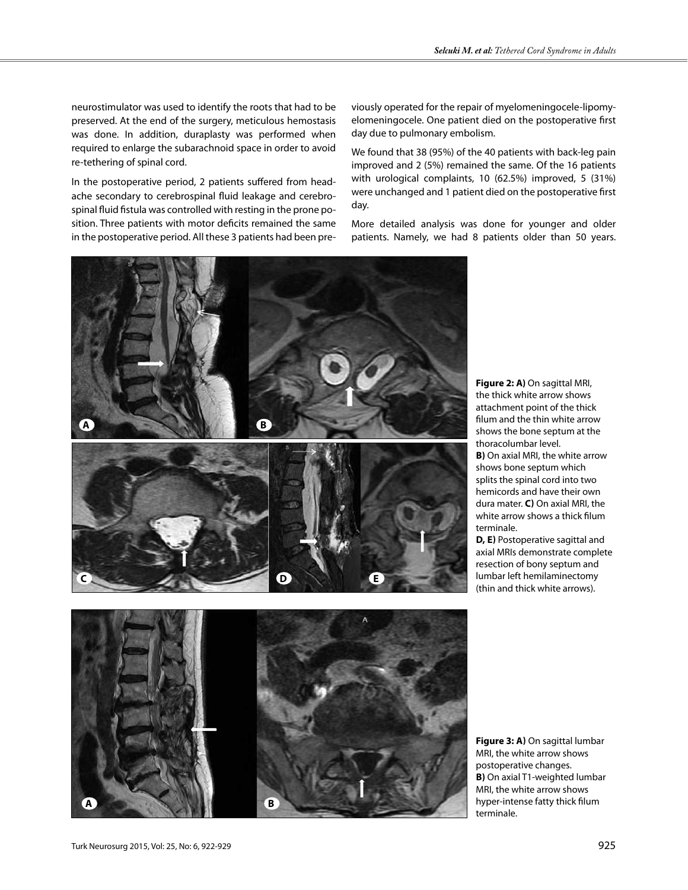neurostimulator was used to identify the roots that had to be preserved. At the end of the surgery, meticulous hemostasis was done. In addition, duraplasty was performed when required to enlarge the subarachnoid space in order to avoid re-tethering of spinal cord.

In the postoperative period, 2 patients suffered from headache secondary to cerebrospinal fluid leakage and cerebrospinal fluid fistula was controlled with resting in the prone position. Three patients with motor deficits remained the same in the postoperative period. All these 3 patients had been previously operated for the repair of myelomeningocele-lipomyelomeningocele. One patient died on the postoperative first day due to pulmonary embolism.

We found that 38 (95%) of the 40 patients with back-leg pain improved and 2 (5%) remained the same. Of the 16 patients with urological complaints, 10 (62.5%) improved, 5 (31%) were unchanged and 1 patient died on the postoperative first day.

More detailed analysis was done for younger and older patients. Namely, we had 8 patients older than 50 years.

**Figure 2: A)** On sagittal MRI, the thick white arrow shows attachment point of the thick filum and the thin white arrow shows the bone septum at the thoracolumbar level. **B)** On axial MRI, the white arrow shows bone septum which splits the spinal cord into two hemicords and have their own dura mater. **C)** On axial MRI, the white arrow shows a thick filum terminale. **D, E)** Postoperative sagittal and axial MRIs demonstrate complete resection of bony septum and lumbar left hemilaminectomy (thin and thick white arrows).

**Figure 3: A)** On sagittal lumbar MRI, the white arrow shows postoperative changes. **B)** On axial T1-weighted lumbar MRI, the white arrow shows hyper-intense fatty thick filum terminale.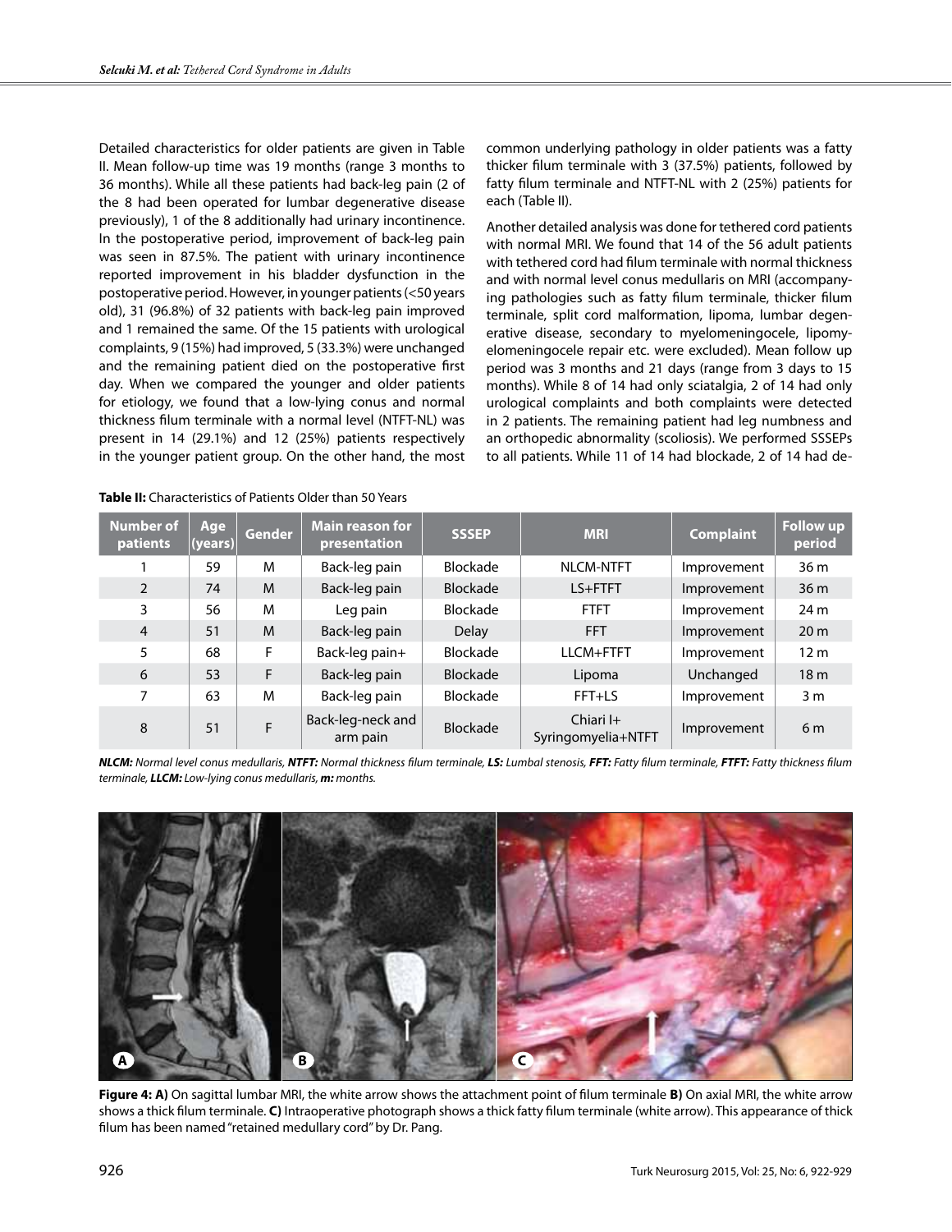Detailed characteristics for older patients are given in Table II. Mean follow-up time was 19 months (range 3 months to 36 months). While all these patients had back-leg pain (2 of the 8 had been operated for lumbar degenerative disease previously), 1 of the 8 additionally had urinary incontinence. In the postoperative period, improvement of back-leg pain was seen in 87.5%. The patient with urinary incontinence reported improvement in his bladder dysfunction in the postoperative period. However, in younger patients (<50 years old), 31 (96.8%) of 32 patients with back-leg pain improved and 1 remained the same. Of the 15 patients with urological complaints, 9 (15%) had improved, 5 (33.3%) were unchanged and the remaining patient died on the postoperative first day. When we compared the younger and older patients for etiology, we found that a low-lying conus and normal thickness filum terminale with a normal level (NTFT-NL) was present in 14 (29.1%) and 12 (25%) patients respectively in the younger patient group. On the other hand, the most common underlying pathology in older patients was a fatty thicker filum terminale with 3 (37.5%) patients, followed by fatty filum terminale and NTFT-NL with 2 (25%) patients for each (Table II).

Another detailed analysis was done for tethered cord patients with normal MRI. We found that 14 of the 56 adult patients with tethered cord had filum terminale with normal thickness and with normal level conus medullaris on MRI (accompanying pathologies such as fatty filum terminale, thicker filum terminale, split cord malformation, lipoma, lumbar degenerative disease, secondary to myelomeningocele, lipomyelomeningocele repair etc. were excluded). Mean follow up period was 3 months and 21 days (range from 3 days to 15 months). While 8 of 14 had only sciatalgia, 2 of 14 had only urological complaints and both complaints were detected in 2 patients. The remaining patient had leg numbness and an orthopedic abnormality (scoliosis). We performed SSSEPs to all patients. While 11 of 14 had blockade, 2 of 14 had de-

**Table II:** Characteristics of Patients Older than 50 Years

| Number of patients | Age (years) | Gender | Main reason for presentation | SSSEP | MRI | Complaint | Follow up period |
|---|---|---|---|---|---|---|---|
| 1 | 59 | M | Back-leg pain | Blockade | NLCM-NTFT | Improvement | 36 m |
| 2 | 74 | M | Back-leg pain | Blockade | LS+FTFT | Improvement | 36 m |
| 3 | 56 | M | Leg pain | Blockade | FTFT | Improvement | 24 m |
| 4 | 51 | M | Back-leg pain | Delay | FFT | Improvement | 20 m |
| 5 | 68 | F | Back-leg pain+ | Blockade | LLCM+FTFT | Improvement | 12 m |
| 6 | 53 | F | Back-leg pain | Blockade | Lipoma | Unchanged | 18 m |
| 7 | 63 | M | Back-leg pain | Blockade | FFT+LS | Improvement | 3 m |
| 8 | 51 | F | Back-leg-neck and arm pain | Blockade | Chiari I+ Syringomyelia+NTFT | Improvement | 6 m |

***NLCM:** Normal level conus medullaris, **NTFT:** Normal thickness filum terminale, **LS:** Lumbal stenosis, **FFT:** Fatty filum terminale, **FTFT:** Fatty thickness filum terminale, **LLCM:** Low-lying conus medullaris, **m:** months.*

**Figure 4: A)** On sagittal lumbar MRI, the white arrow shows the attachment point of filum terminale **B)** On axial MRI, the white arrow shows a thick filum terminale. **C)** Intraoperative photograph shows a thick fatty filum terminale (white arrow). This appearance of thick filum has been named "retained medullary cord" by Dr. Pang.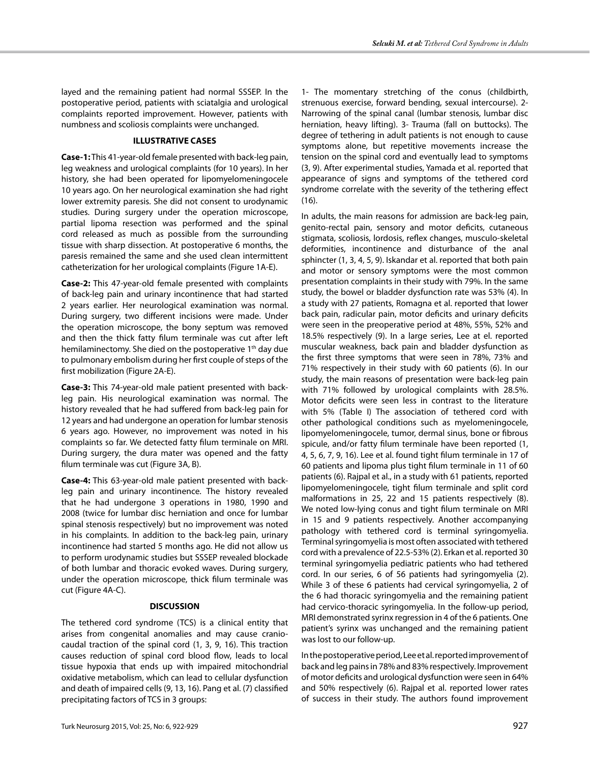layed and the remaining patient had normal SSSEP. In the postoperative period, patients with sciatalgia and urological complaints reported improvement. However, patients with numbness and scoliosis complaints were unchanged.

## ILLUSTRATIVE CASES

**Case-1:** This 41-year-old female presented with back-leg pain, leg weakness and urological complaints (for 10 years). In her history, she had been operated for lipomyelomeningocele 10 years ago. On her neurological examination she had right lower extremity paresis. She did not consent to urodynamic studies. During surgery under the operation microscope, partial lipoma resection was performed and the spinal cord released as much as possible from the surrounding tissue with sharp dissection. At postoperative 6 months, the paresis remained the same and she used clean intermittent catheterization for her urological complaints (Figure 1A-E).

**Case-2:** This 47-year-old female presented with complaints of back-leg pain and urinary incontinence that had started 2 years earlier. Her neurological examination was normal. During surgery, two different incisions were made. Under the operation microscope, the bony septum was removed and then the thick fatty filum terminale was cut after left hemilaminectomy. She died on the postoperative 1st day due to pulmonary embolism during her first couple of steps of the first mobilization (Figure 2A-E).

**Case-3:** This 74-year-old male patient presented with back-leg pain. His neurological examination was normal. The history revealed that he had suffered from back-leg pain for 12 years and had undergone an operation for lumbar stenosis 6 years ago. However, no improvement was noted in his complaints so far. We detected fatty filum terminale on MRI. During surgery, the dura mater was opened and the fatty filum terminale was cut (Figure 3A, B).

**Case-4:** This 63-year-old male patient presented with back-leg pain and urinary incontinence. The history revealed that he had undergone 3 operations in 1980, 1990 and 2008 (twice for lumbar disc herniation and once for lumbar spinal stenosis respectively) but no improvement was noted in his complaints. In addition to the back-leg pain, urinary incontinence had started 5 months ago. He did not allow us to perform urodynamic studies but SSSEP revealed blockade of both lumbar and thoracic evoked waves. During surgery, under the operation microscope, thick filum terminale was cut (Figure 4A-C).

## DISCUSSION

The tethered cord syndrome (TCS) is a clinical entity that arises from congenital anomalies and may cause cranio-caudal traction of the spinal cord (1, 3, 9, 16). This traction causes reduction of spinal cord blood flow, leads to local tissue hypoxia that ends up with impaired mitochondrial oxidative metabolism, which can lead to cellular dysfunction and death of impaired cells (9, 13, 16). Pang et al. (7) classified precipitating factors of TCS in 3 groups:

1- The momentary stretching of the conus (childbirth, strenuous exercise, forward bending, sexual intercourse). 2- Narrowing of the spinal canal (lumbar stenosis, lumbar disc herniation, heavy lifting). 3- Trauma (fall on buttocks). The degree of tethering in adult patients is not enough to cause symptoms alone, but repetitive movements increase the tension on the spinal cord and eventually lead to symptoms (3, 9). After experimental studies, Yamada et al. reported that appearance of signs and symptoms of the tethered cord syndrome correlate with the severity of the tethering effect (16).

In adults, the main reasons for admission are back-leg pain, genito-rectal pain, sensory and motor deficits, cutaneous stigmata, scoliosis, lordosis, reflex changes, musculo-skeletal deformities, incontinence and disturbance of the anal sphincter (1, 3, 4, 5, 9). Iskandar et al. reported that both pain and motor or sensory symptoms were the most common presentation complaints in their study with 79%. In the same study, the bowel or bladder dysfunction rate was 53% (4). In a study with 27 patients, Romagna et al. reported that lower back pain, radicular pain, motor deficits and urinary deficits were seen in the preoperative period at 48%, 55%, 52% and 18.5% respectively (9). In a large series, Lee at el. reported muscular weakness, back pain and bladder dysfunction as the first three symptoms that were seen in 78%, 73% and 71% respectively in their study with 60 patients (6). In our study, the main reasons of presentation were back-leg pain with 71% followed by urological complaints with 28.5%. Motor deficits were seen less in contrast to the literature with 5% (Table I) The association of tethered cord with other pathological conditions such as myelomeningocele, lipomyelomeningocele, tumor, dermal sinus, bone or fibrous spicule, and/or fatty filum terminale have been reported (1, 4, 5, 6, 7, 9, 16). Lee et al. found tight filum terminale in 17 of 60 patients and lipoma plus tight filum terminale in 11 of 60 patients (6). Rajpal et al., in a study with 61 patients, reported lipomyelomeningocele, tight filum terminale and split cord malformations in 25, 22 and 15 patients respectively (8). We noted low-lying conus and tight filum terminale on MRI in 15 and 9 patients respectively. Another accompanying pathology with tethered cord is terminal syringomyelia. Terminal syringomyelia is most often associated with tethered cord with a prevalence of 22.5-53% (2). Erkan et al. reported 30 terminal syringomyelia pediatric patients who had tethered cord. In our series, 6 of 56 patients had syringomyelia (2). While 3 of these 6 patients had cervical syringomyelia, 2 of the 6 had thoracic syringomyelia and the remaining patient had cervico-thoracic syringomyelia. In the follow-up period, MRI demonstrated syrinx regression in 4 of the 6 patients. One patient's syrinx was unchanged and the remaining patient was lost to our follow-up.

In the postoperative period, Lee et al. reported improvement of back and leg pains in 78% and 83% respectively. Improvement of motor deficits and urological dysfunction were seen in 64% and 50% respectively (6). Rajpal et al. reported lower rates of success in their study. The authors found improvement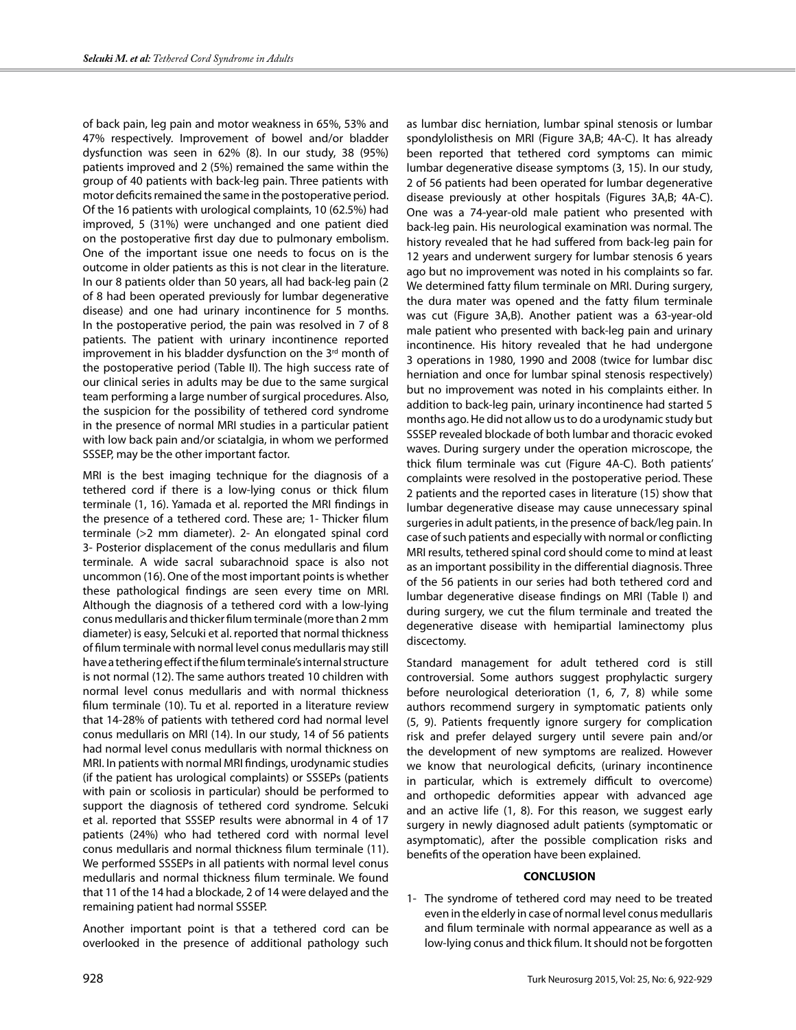of back pain, leg pain and motor weakness in 65%, 53% and 47% respectively. Improvement of bowel and/or bladder dysfunction was seen in 62% (8). In our study, 38 (95%) patients improved and 2 (5%) remained the same within the group of 40 patients with back-leg pain. Three patients with motor deficits remained the same in the postoperative period. Of the 16 patients with urological complaints, 10 (62.5%) had improved, 5 (31%) were unchanged and one patient died on the postoperative first day due to pulmonary embolism. One of the important issue one needs to focus on is the outcome in older patients as this is not clear in the literature. In our 8 patients older than 50 years, all had back-leg pain (2 of 8 had been operated previously for lumbar degenerative disease) and one had urinary incontinence for 5 months. In the postoperative period, the pain was resolved in 7 of 8 patients. The patient with urinary incontinence reported improvement in his bladder dysfunction on the 3rd month of the postoperative period (Table II). The high success rate of our clinical series in adults may be due to the same surgical team performing a large number of surgical procedures. Also, the suspicion for the possibility of tethered cord syndrome in the presence of normal MRI studies in a particular patient with low back pain and/or sciatalgia, in whom we performed SSSEP, may be the other important factor.

MRI is the best imaging technique for the diagnosis of a tethered cord if there is a low-lying conus or thick filum terminale (1, 16). Yamada et al. reported the MRI findings in the presence of a tethered cord. These are; 1- Thicker filum terminale (>2 mm diameter). 2- An elongated spinal cord 3- Posterior displacement of the conus medullaris and filum terminale. A wide sacral subarachnoid space is also not uncommon (16). One of the most important points is whether these pathological findings are seen every time on MRI. Although the diagnosis of a tethered cord with a low-lying conus medullaris and thicker filum terminale (more than 2 mm diameter) is easy, Selcuki et al. reported that normal thickness of filum terminale with normal level conus medullaris may still have a tethering effect if the filum terminale's internal structure is not normal (12). The same authors treated 10 children with normal level conus medullaris and with normal thickness filum terminale (10). Tu et al. reported in a literature review that 14-28% of patients with tethered cord had normal level conus medullaris on MRI (14). In our study, 14 of 56 patients had normal level conus medullaris with normal thickness on MRI. In patients with normal MRI findings, urodynamic studies (if the patient has urological complaints) or SSSEPs (patients with pain or scoliosis in particular) should be performed to support the diagnosis of tethered cord syndrome. Selcuki et al. reported that SSSEP results were abnormal in 4 of 17 patients (24%) who had tethered cord with normal level conus medullaris and normal thickness filum terminale (11). We performed SSSEPs in all patients with normal level conus medullaris and normal thickness filum terminale. We found that 11 of the 14 had a blockade, 2 of 14 were delayed and the remaining patient had normal SSSEP.

Another important point is that a tethered cord can be overlooked in the presence of additional pathology such as lumbar disc herniation, lumbar spinal stenosis or lumbar spondylolisthesis on MRI (Figure 3A,B; 4A-C). It has already been reported that tethered cord symptoms can mimic lumbar degenerative disease symptoms (3, 15). In our study, 2 of 56 patients had been operated for lumbar degenerative disease previously at other hospitals (Figures 3A,B; 4A-C). One was a 74-year-old male patient who presented with back-leg pain. His neurological examination was normal. The history revealed that he had suffered from back-leg pain for 12 years and underwent surgery for lumbar stenosis 6 years ago but no improvement was noted in his complaints so far. We determined fatty filum terminale on MRI. During surgery, the dura mater was opened and the fatty filum terminale was cut (Figure 3A,B). Another patient was a 63-year-old male patient who presented with back-leg pain and urinary incontinence. His hitory revealed that he had undergone 3 operations in 1980, 1990 and 2008 (twice for lumbar disc herniation and once for lumbar spinal stenosis respectively) but no improvement was noted in his complaints either. In addition to back-leg pain, urinary incontinence had started 5 months ago. He did not allow us to do a urodynamic study but SSSEP revealed blockade of both lumbar and thoracic evoked waves. During surgery under the operation microscope, the thick filum terminale was cut (Figure 4A-C). Both patients' complaints were resolved in the postoperative period. These 2 patients and the reported cases in literature (15) show that lumbar degenerative disease may cause unnecessary spinal surgeries in adult patients, in the presence of back/leg pain. In case of such patients and especially with normal or conflicting MRI results, tethered spinal cord should come to mind at least as an important possibility in the differential diagnosis. Three of the 56 patients in our series had both tethered cord and lumbar degenerative disease findings on MRI (Table I) and during surgery, we cut the filum terminale and treated the degenerative disease with hemipartial laminectomy plus discectomy.

Standard management for adult tethered cord is still controversial. Some authors suggest prophylactic surgery before neurological deterioration (1, 6, 7, 8) while some authors recommend surgery in symptomatic patients only (5, 9). Patients frequently ignore surgery for complication risk and prefer delayed surgery until severe pain and/or the development of new symptoms are realized. However we know that neurological deficits, (urinary incontinence in particular, which is extremely difficult to overcome) and orthopedic deformities appear with advanced age and an active life (1, 8). For this reason, we suggest early surgery in newly diagnosed adult patients (symptomatic or asymptomatic), after the possible complication risks and benefits of the operation have been explained.

## CONCLUSION

1- The syndrome of tethered cord may need to be treated even in the elderly in case of normal level conus medullaris and filum terminale with normal appearance as well as a low-lying conus and thick filum. It should not be forgotten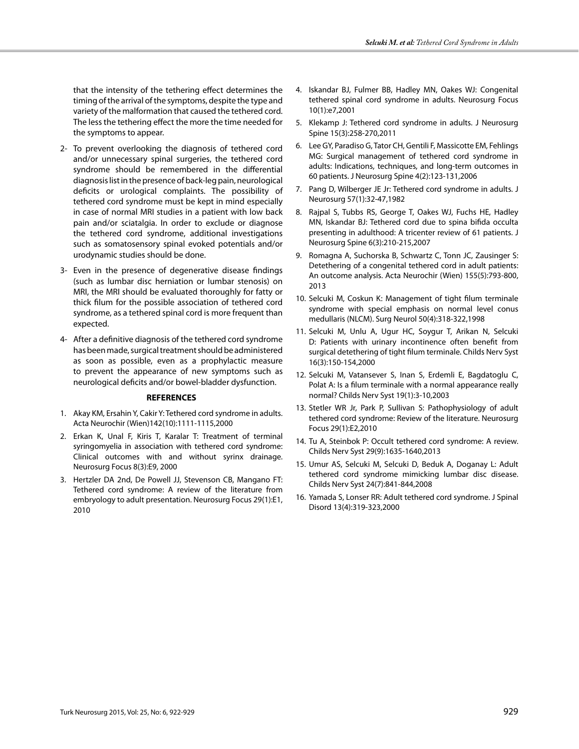that the intensity of the tethering effect determines the timing of the arrival of the symptoms, despite the type and variety of the malformation that caused the tethered cord. The less the tethering effect the more the time needed for the symptoms to appear.

2- To prevent overlooking the diagnosis of tethered cord and/or unnecessary spinal surgeries, the tethered cord syndrome should be remembered in the differential diagnosis list in the presence of back-leg pain, neurological deficits or urological complaints. The possibility of tethered cord syndrome must be kept in mind especially in case of normal MRI studies in a patient with low back pain and/or sciatalgia. In order to exclude or diagnose the tethered cord syndrome, additional investigations such as somatosensory spinal evoked potentials and/or urodynamic studies should be done.

3- Even in the presence of degenerative disease findings (such as lumbar disc herniation or lumbar stenosis) on MRI, the MRI should be evaluated thoroughly for fatty or thick filum for the possible association of tethered cord syndrome, as a tethered spinal cord is more frequent than expected.

4- After a definitive diagnosis of the tethered cord syndrome has been made, surgical treatment should be administered as soon as possible, even as a prophylactic measure to prevent the appearance of new symptoms such as neurological deficits and/or bowel-bladder dysfunction.

## REFERENCES

1. Akay KM, Ersahin Y, Cakir Y: Tethered cord syndrome in adults. Acta Neurochir (Wien)142(10):1111-1115,2000
2. Erkan K, Unal F, Kiris T, Karalar T: Treatment of terminal syringomyelia in association with tethered cord syndrome: Clinical outcomes with and without syrinx drainage. Neurosurg Focus 8(3):E9, 2000
3. Hertzler DA 2nd, De Powell JJ, Stevenson CB, Mangano FT: Tethered cord syndrome: A review of the literature from embryology to adult presentation. Neurosurg Focus 29(1):E1, 2010
4. Iskandar BJ, Fulmer BB, Hadley MN, Oakes WJ: Congenital tethered spinal cord syndrome in adults. Neurosurg Focus 10(1):e7,2001
5. Klekamp J: Tethered cord syndrome in adults. J Neurosurg Spine 15(3):258-270,2011
6. Lee GY, Paradiso G, Tator CH, Gentili F, Massicotte EM, Fehlings MG: Surgical management of tethered cord syndrome in adults: Indications, techniques, and long-term outcomes in 60 patients. J Neurosurg Spine 4(2):123-131,2006
7. Pang D, Wilberger JE Jr: Tethered cord syndrome in adults. J Neurosurg 57(1):32-47,1982
8. Rajpal S, Tubbs RS, George T, Oakes WJ, Fuchs HE, Hadley MN, Iskandar BJ: Tethered cord due to spina bifida occulta presenting in adulthood: A tricenter review of 61 patients. J Neurosurg Spine 6(3):210-215,2007
9. Romagna A, Suchorska B, Schwartz C, Tonn JC, Zausinger S: Detethering of a congenital tethered cord in adult patients: An outcome analysis. Acta Neurochir (Wien) 155(5):793-800, 2013
10. Selcuki M, Coskun K: Management of tight filum terminale syndrome with special emphasis on normal level conus medullaris (NLCM). Surg Neurol 50(4):318-322,1998
11. Selcuki M, Unlu A, Ugur HC, Soygur T, Arikan N, Selcuki D: Patients with urinary incontinence often benefit from surgical detethering of tight filum terminale. Childs Nerv Syst 16(3):150-154,2000
12. Selcuki M, Vatansever S, Inan S, Erdemli E, Bagdatoglu C, Polat A: Is a filum terminale with a normal appearance really normal? Childs Nerv Syst 19(1):3-10,2003
13. Stetler WR Jr, Park P, Sullivan S: Pathophysiology of adult tethered cord syndrome: Review of the literature. Neurosurg Focus 29(1):E2,2010
14. Tu A, Steinbok P: Occult tethered cord syndrome: A review. Childs Nerv Syst 29(9):1635-1640,2013
15. Umur AS, Selcuki M, Selcuki D, Beduk A, Doganay L: Adult tethered cord syndrome mimicking lumbar disc disease. Childs Nerv Syst 24(7):841-844,2008
16. Yamada S, Lonser RR: Adult tethered cord syndrome. J Spinal Disord 13(4):319-323,2000